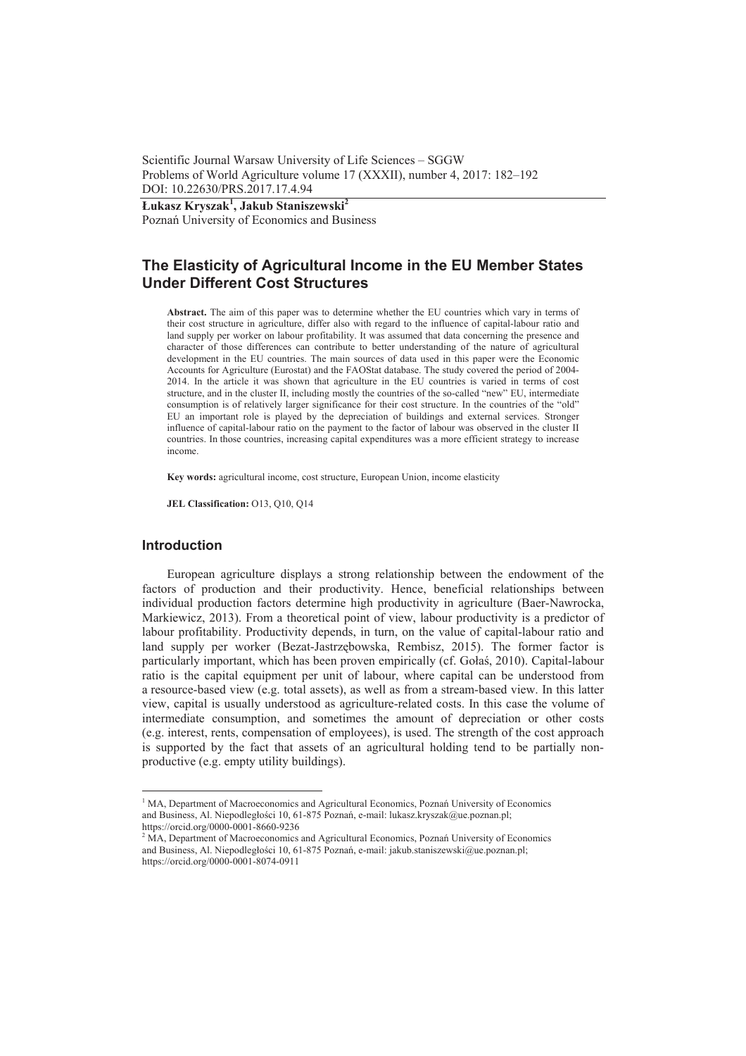Scientific Journal Warsaw University of Life Sciences – SGGW
Problems of World Agriculture volume 17 (XXXII), number 4, 2017: 182–192
DOI: 10.22630/PRS.2017.17.4.94

**Łukasz Kryszak[1], Jakub Staniszewski[2]**
Poznań University of Economics and Business

## The Elasticity of Agricultural Income in the EU Member States Under Different Cost Structures

**Abstract.** The aim of this paper was to determine whether the EU countries which vary in terms of their cost structure in agriculture, differ also with regard to the influence of capital-labour ratio and land supply per worker on labour profitability. It was assumed that data concerning the presence and character of those differences can contribute to better understanding of the nature of agricultural development in the EU countries. The main sources of data used in this paper were the Economic Accounts for Agriculture (Eurostat) and the FAOStat database. The study covered the period of 2004-2014. In the article it was shown that agriculture in the EU countries is varied in terms of cost structure, and in the cluster II, including mostly the countries of the so-called "new" EU, intermediate consumption is of relatively larger significance for their cost structure. In the countries of the "old" EU an important role is played by the depreciation of buildings and external services. Stronger influence of capital-labour ratio on the payment to the factor of labour was observed in the cluster II countries. In those countries, increasing capital expenditures was a more efficient strategy to increase income.

**Key words:** agricultural income, cost structure, European Union, income elasticity

**JEL Classification:** O13, Q10, Q14

### Introduction

European agriculture displays a strong relationship between the endowment of the factors of production and their productivity. Hence, beneficial relationships between individual production factors determine high productivity in agriculture (Baer-Nawrocka, Markiewicz, 2013). From a theoretical point of view, labour productivity is a predictor of labour profitability. Productivity depends, in turn, on the value of capital-labour ratio and land supply per worker (Bezat-Jastrzębowska, Rembisz, 2015). The former factor is particularly important, which has been proven empirically (cf. Gołaś, 2010). Capital-labour ratio is the capital equipment per unit of labour, where capital can be understood from a resource-based view (e.g. total assets), as well as from a stream-based view. In this latter view, capital is usually understood as agriculture-related costs. In this case the volume of intermediate consumption, and sometimes the amount of depreciation or other costs (e.g. interest, rents, compensation of employees), is used. The strength of the cost approach is supported by the fact that assets of an agricultural holding tend to be partially non-productive (e.g. empty utility buildings).

---

[1] MA, Department of Macroeconomics and Agricultural Economics, Poznań University of Economics and Business, Al. Niepodległości 10, 61-875 Poznań, e-mail: lukasz.kryszak@ue.poznan.pl; https://orcid.org/0000-0001-8660-9236

[2] MA, Department of Macroeconomics and Agricultural Economics, Poznań University of Economics and Business, Al. Niepodległości 10, 61-875 Poznań, e-mail: jakub.staniszewski@ue.poznan.pl; https://orcid.org/0000-0001-8074-0911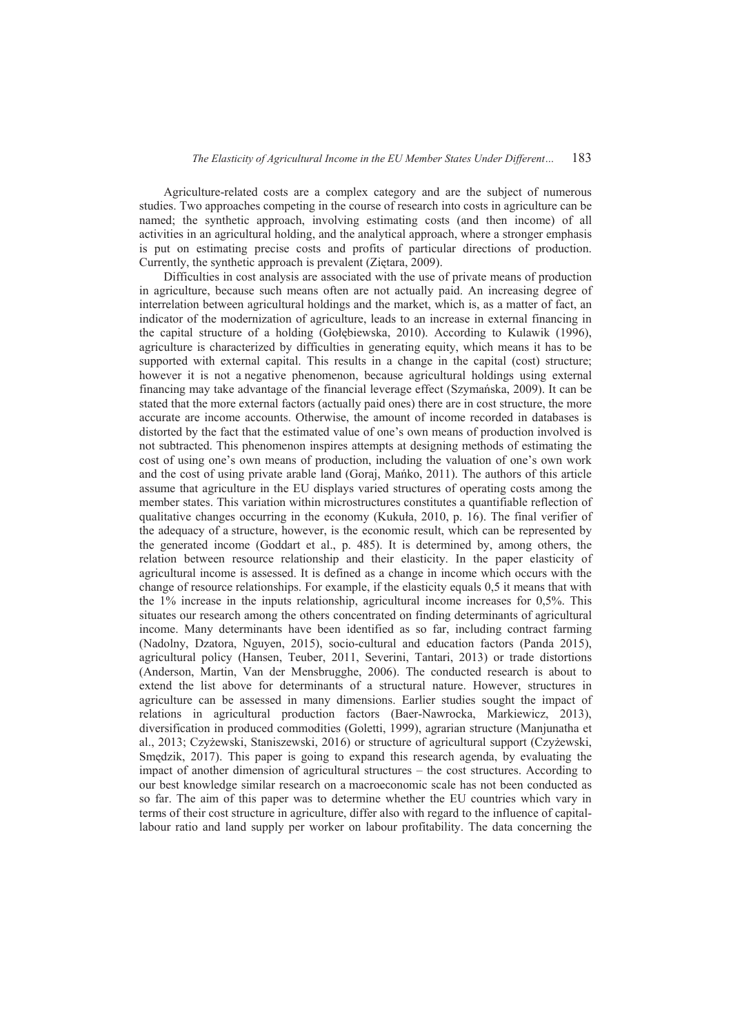Agriculture-related costs are a complex category and are the subject of numerous studies. Two approaches competing in the course of research into costs in agriculture can be named; the synthetic approach, involving estimating costs (and then income) of all activities in an agricultural holding, and the analytical approach, where a stronger emphasis is put on estimating precise costs and profits of particular directions of production. Currently, the synthetic approach is prevalent (Ziętara, 2009).

Difficulties in cost analysis are associated with the use of private means of production in agriculture, because such means often are not actually paid. An increasing degree of interrelation between agricultural holdings and the market, which is, as a matter of fact, an indicator of the modernization of agriculture, leads to an increase in external financing in the capital structure of a holding (Gołębiewska, 2010). According to Kulawik (1996), agriculture is characterized by difficulties in generating equity, which means it has to be supported with external capital. This results in a change in the capital (cost) structure; however it is not a negative phenomenon, because agricultural holdings using external financing may take advantage of the financial leverage effect (Szymańska, 2009). It can be stated that the more external factors (actually paid ones) there are in cost structure, the more accurate are income accounts. Otherwise, the amount of income recorded in databases is distorted by the fact that the estimated value of one's own means of production involved is not subtracted. This phenomenon inspires attempts at designing methods of estimating the cost of using one's own means of production, including the valuation of one's own work and the cost of using private arable land (Goraj, Mańko, 2011). The authors of this article assume that agriculture in the EU displays varied structures of operating costs among the member states. This variation within microstructures constitutes a quantifiable reflection of qualitative changes occurring in the economy (Kukuła, 2010, p. 16). The final verifier of the adequacy of a structure, however, is the economic result, which can be represented by the generated income (Goddart et al., p. 485). It is determined by, among others, the relation between resource relationship and their elasticity. In the paper elasticity of agricultural income is assessed. It is defined as a change in income which occurs with the change of resource relationships. For example, if the elasticity equals 0,5 it means that with the 1% increase in the inputs relationship, agricultural income increases for 0,5%. This situates our research among the others concentrated on finding determinants of agricultural income. Many determinants have been identified as so far, including contract farming (Nadolny, Dzatora, Nguyen, 2015), socio-cultural and education factors (Panda 2015), agricultural policy (Hansen, Teuber, 2011, Severini, Tantari, 2013) or trade distortions (Anderson, Martin, Van der Mensbrugghe, 2006). The conducted research is about to extend the list above for determinants of a structural nature. However, structures in agriculture can be assessed in many dimensions. Earlier studies sought the impact of relations in agricultural production factors (Baer-Nawrocka, Markiewicz, 2013), diversification in produced commodities (Goletti, 1999), agrarian structure (Manjunatha et al., 2013; Czyżewski, Staniszewski, 2016) or structure of agricultural support (Czyżewski, Smędzik, 2017). This paper is going to expand this research agenda, by evaluating the impact of another dimension of agricultural structures – the cost structures. According to our best knowledge similar research on a macroeconomic scale has not been conducted as so far. The aim of this paper was to determine whether the EU countries which vary in terms of their cost structure in agriculture, differ also with regard to the influence of capital-labour ratio and land supply per worker on labour profitability. The data concerning the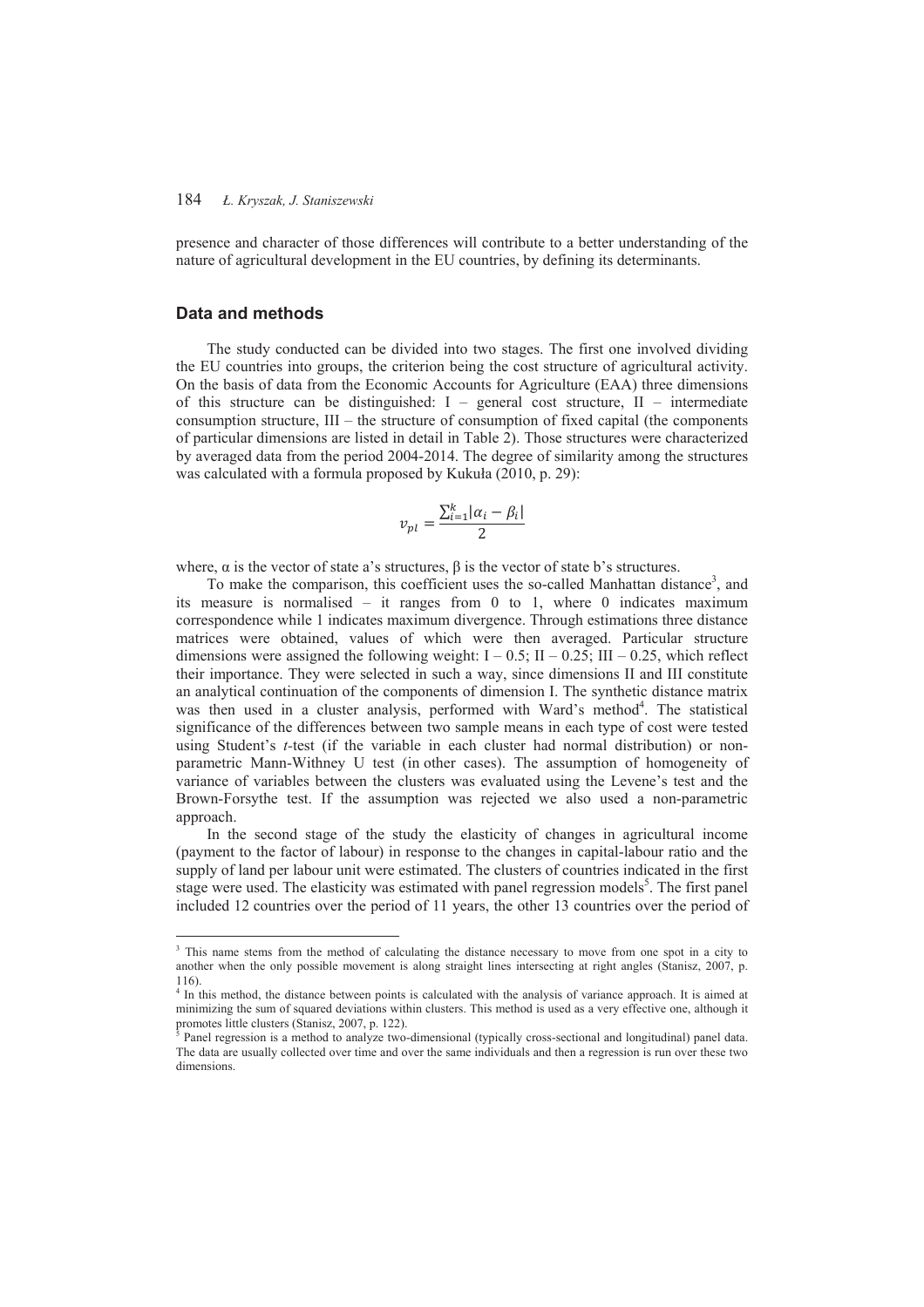presence and character of those differences will contribute to a better understanding of the nature of agricultural development in the EU countries, by defining its determinants.

## Data and methods

The study conducted can be divided into two stages. The first one involved dividing the EU countries into groups, the criterion being the cost structure of agricultural activity. On the basis of data from the Economic Accounts for Agriculture (EAA) three dimensions of this structure can be distinguished: I – general cost structure, II – intermediate consumption structure, III – the structure of consumption of fixed capital (the components of particular dimensions are listed in detail in Table 2). Those structures were characterized by averaged data from the period 2004-2014. The degree of similarity among the structures was calculated with a formula proposed by Kukuła (2010, p. 29):

$$v_{pl} = \frac{\sum_{i=1}^{k}|\alpha_i - \beta_i|}{2}$$

where, α is the vector of state a's structures, β is the vector of state b's structures.

To make the comparison, this coefficient uses the so-called Manhattan distance[3], and its measure is normalised – it ranges from 0 to 1, where 0 indicates maximum correspondence while 1 indicates maximum divergence. Through estimations three distance matrices were obtained, values of which were then averaged. Particular structure dimensions were assigned the following weight: I – 0.5; II – 0.25; III – 0.25, which reflect their importance. They were selected in such a way, since dimensions II and III constitute an analytical continuation of the components of dimension I. The synthetic distance matrix was then used in a cluster analysis, performed with Ward's method[4]. The statistical significance of the differences between two sample means in each type of cost were tested using Student's *t*-test (if the variable in each cluster had normal distribution) or non-parametric Mann-Withney U test (in other cases). The assumption of homogeneity of variance of variables between the clusters was evaluated using the Levene's test and the Brown-Forsythe test. If the assumption was rejected we also used a non-parametric approach.

In the second stage of the study the elasticity of changes in agricultural income (payment to the factor of labour) in response to the changes in capital-labour ratio and the supply of land per labour unit were estimated. The clusters of countries indicated in the first stage were used. The elasticity was estimated with panel regression models[5]. The first panel included 12 countries over the period of 11 years, the other 13 countries over the period of

---

[3] This name stems from the method of calculating the distance necessary to move from one spot in a city to another when the only possible movement is along straight lines intersecting at right angles (Stanisz, 2007, p. 116).

[4] In this method, the distance between points is calculated with the analysis of variance approach. It is aimed at minimizing the sum of squared deviations within clusters. This method is used as a very effective one, although it promotes little clusters (Stanisz, 2007, p. 122).

[5] Panel regression is a method to analyze two-dimensional (typically cross-sectional and longitudinal) panel data. The data are usually collected over time and over the same individuals and then a regression is run over these two dimensions.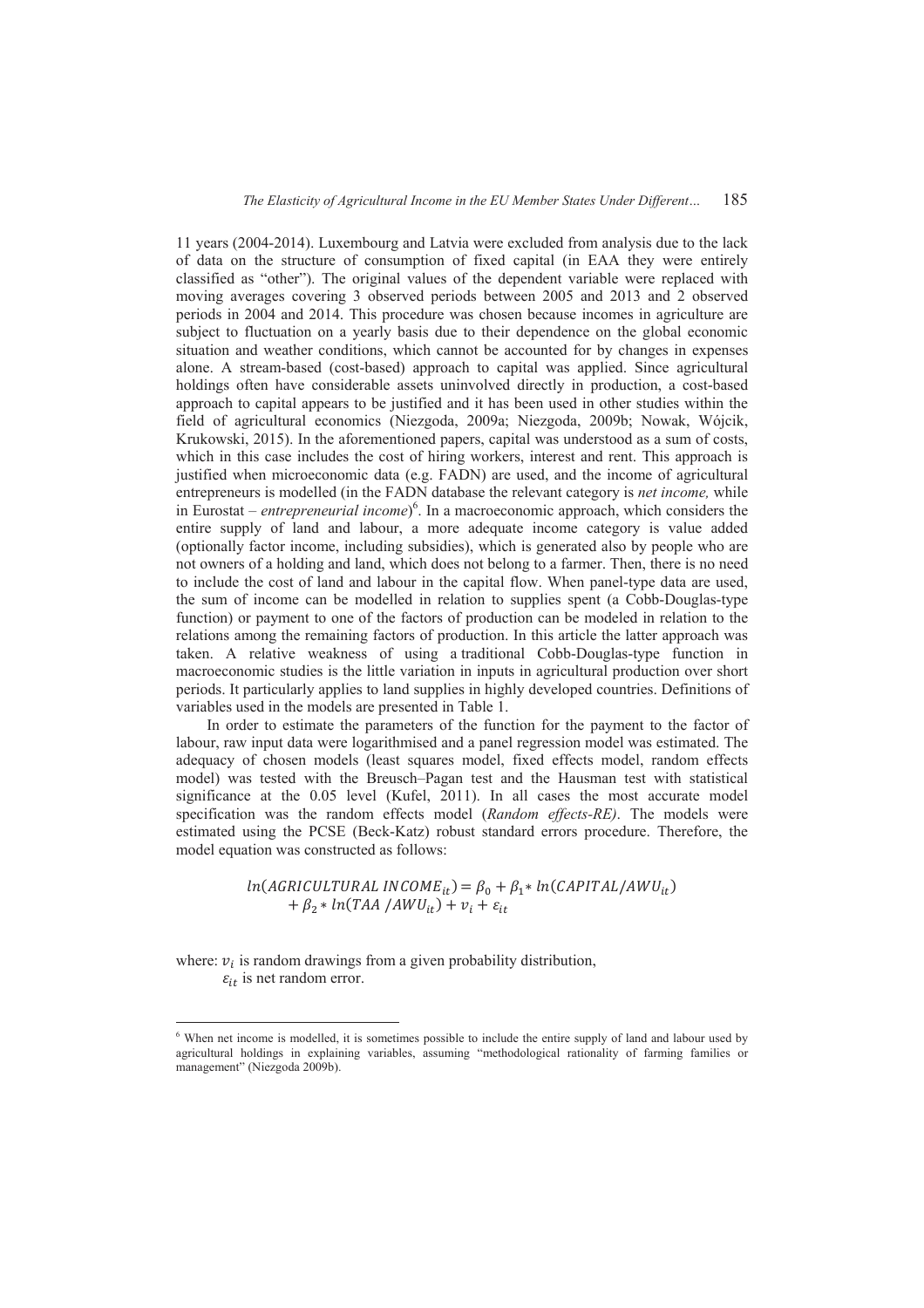11 years (2004-2014). Luxembourg and Latvia were excluded from analysis due to the lack of data on the structure of consumption of fixed capital (in EAA they were entirely classified as "other"). The original values of the dependent variable were replaced with moving averages covering 3 observed periods between 2005 and 2013 and 2 observed periods in 2004 and 2014. This procedure was chosen because incomes in agriculture are subject to fluctuation on a yearly basis due to their dependence on the global economic situation and weather conditions, which cannot be accounted for by changes in expenses alone. A stream-based (cost-based) approach to capital was applied. Since agricultural holdings often have considerable assets uninvolved directly in production, a cost-based approach to capital appears to be justified and it has been used in other studies within the field of agricultural economics (Niezgoda, 2009a; Niezgoda, 2009b; Nowak, Wójcik, Krukowski, 2015). In the aforementioned papers, capital was understood as a sum of costs, which in this case includes the cost of hiring workers, interest and rent. This approach is justified when microeconomic data (e.g. FADN) are used, and the income of agricultural entrepreneurs is modelled (in the FADN database the relevant category is *net income,* while in Eurostat – *entrepreneurial income*)[6]. In a macroeconomic approach, which considers the entire supply of land and labour, a more adequate income category is value added (optionally factor income, including subsidies), which is generated also by people who are not owners of a holding and land, which does not belong to a farmer. Then, there is no need to include the cost of land and labour in the capital flow. When panel-type data are used, the sum of income can be modelled in relation to supplies spent (a Cobb-Douglas-type function) or payment to one of the factors of production can be modeled in relation to the relations among the remaining factors of production. In this article the latter approach was taken. A relative weakness of using a traditional Cobb-Douglas-type function in macroeconomic studies is the little variation in inputs in agricultural production over short periods. It particularly applies to land supplies in highly developed countries. Definitions of variables used in the models are presented in Table 1.

In order to estimate the parameters of the function for the payment to the factor of labour, raw input data were logarithmised and a panel regression model was estimated. The adequacy of chosen models (least squares model, fixed effects model, random effects model) was tested with the Breusch–Pagan test and the Hausman test with statistical significance at the 0.05 level (Kufel, 2011). In all cases the most accurate model specification was the random effects model (*Random effects-RE)*. The models were estimated using the PCSE (Beck-Katz) robust standard errors procedure. Therefore, the model equation was constructed as follows:

$$ln(AGRICULTURAL\ INCOME_{it}) = \beta_0 + \beta_1 * ln(CAPITAL/AWU_{it}) + \beta_2 * ln(TAA\ /AWU_{it}) + v_i + \varepsilon_{it}$$

where: $v_i$ is random drawings from a given probability distribution,
$\varepsilon_{it}$ is net random error.

---

[6] When net income is modelled, it is sometimes possible to include the entire supply of land and labour used by agricultural holdings in explaining variables, assuming "methodological rationality of farming families or management" (Niezgoda 2009b).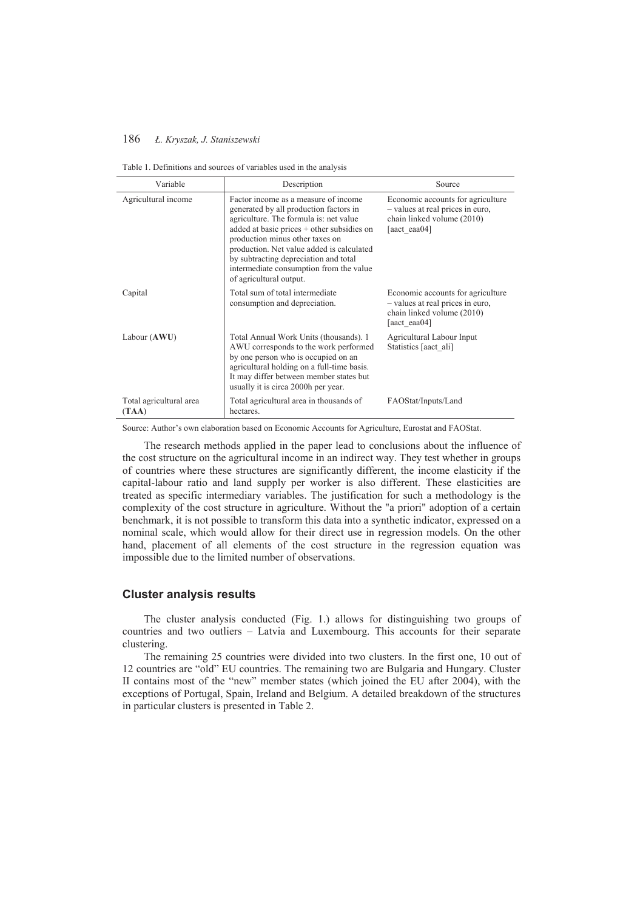Table 1. Definitions and sources of variables used in the analysis

| Variable | Description | Source |
|---|---|---|
| Agricultural income | Factor income as a measure of income generated by all production factors in agriculture. The formula is: net value added at basic prices + other subsidies on production minus other taxes on production. Net value added is calculated by subtracting depreciation and total intermediate consumption from the value of agricultural output. | Economic accounts for agriculture – values at real prices in euro, chain linked volume (2010) [aact_eaa04] |
| Capital | Total sum of total intermediate consumption and depreciation. | Economic accounts for agriculture – values at real prices in euro, chain linked volume (2010) [aact_eaa04] |
| Labour (**AWU**) | Total Annual Work Units (thousands). 1 AWU corresponds to the work performed by one person who is occupied on an agricultural holding on a full-time basis. It may differ between member states but usually it is circa 2000h per year. | Agricultural Labour Input Statistics [aact_ali] |
| Total agricultural area (**TAA**) | Total agricultural area in thousands of hectares. | FAOStat/Inputs/Land |

Source: Author's own elaboration based on Economic Accounts for Agriculture, Eurostat and FAOStat.

The research methods applied in the paper lead to conclusions about the influence of the cost structure on the agricultural income in an indirect way. They test whether in groups of countries where these structures are significantly different, the income elasticity if the capital-labour ratio and land supply per worker is also different. These elasticities are treated as specific intermediary variables. The justification for such a methodology is the complexity of the cost structure in agriculture. Without the "a priori" adoption of a certain benchmark, it is not possible to transform this data into a synthetic indicator, expressed on a nominal scale, which would allow for their direct use in regression models. On the other hand, placement of all elements of the cost structure in the regression equation was impossible due to the limited number of observations.

## Cluster analysis results

The cluster analysis conducted (Fig. 1.) allows for distinguishing two groups of countries and two outliers – Latvia and Luxembourg. This accounts for their separate clustering.

The remaining 25 countries were divided into two clusters. In the first one, 10 out of 12 countries are "old" EU countries. The remaining two are Bulgaria and Hungary. Cluster II contains most of the "new" member states (which joined the EU after 2004), with the exceptions of Portugal, Spain, Ireland and Belgium. A detailed breakdown of the structures in particular clusters is presented in Table 2.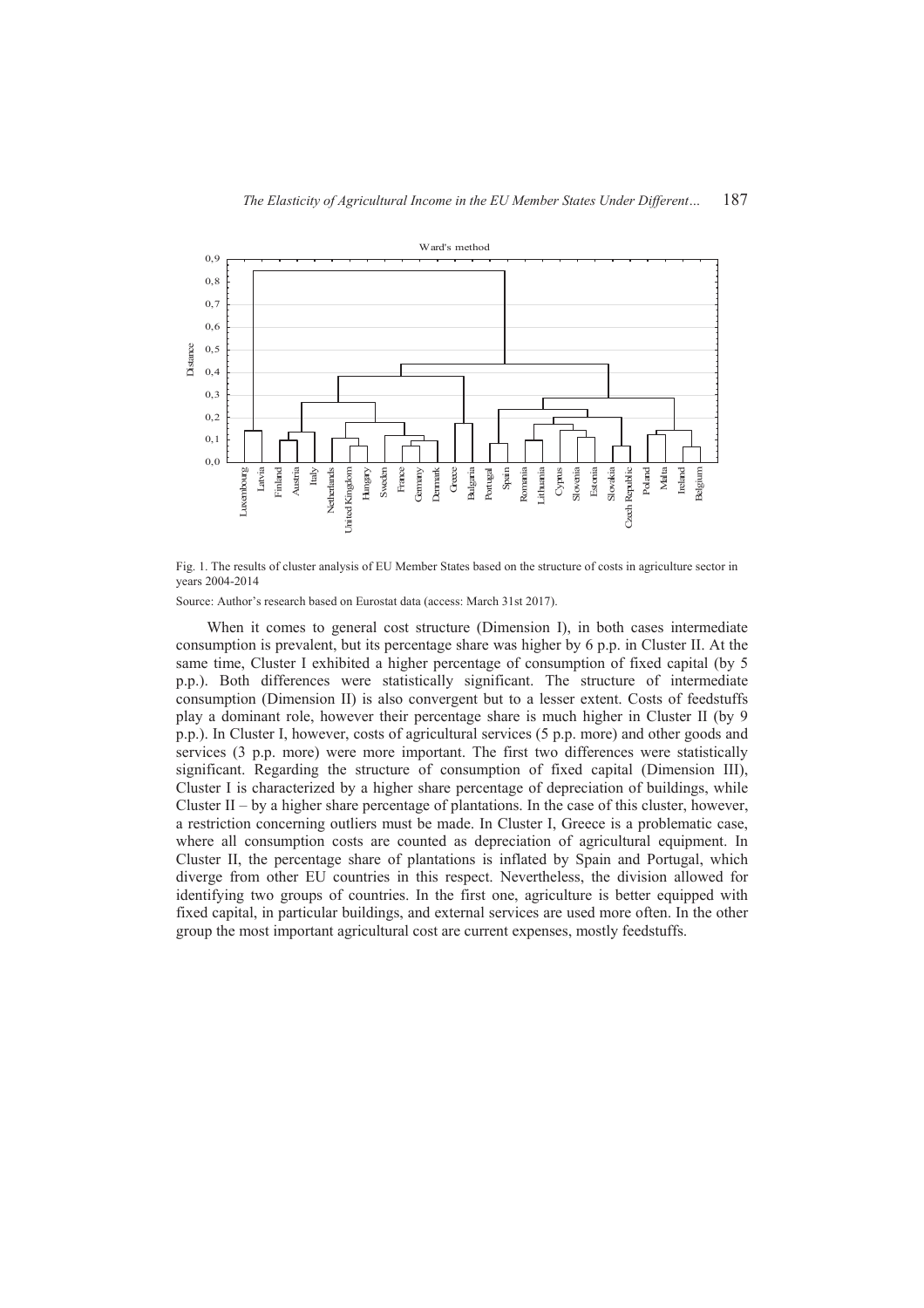Fig. 1. The results of cluster analysis of EU Member States based on the structure of costs in agriculture sector in years 2004-2014

Source: Author's research based on Eurostat data (access: March 31st 2017).

When it comes to general cost structure (Dimension I), in both cases intermediate consumption is prevalent, but its percentage share was higher by 6 p.p. in Cluster II. At the same time, Cluster I exhibited a higher percentage of consumption of fixed capital (by 5 p.p.). Both differences were statistically significant. The structure of intermediate consumption (Dimension II) is also convergent but to a lesser extent. Costs of feedstuffs play a dominant role, however their percentage share is much higher in Cluster II (by 9 p.p.). In Cluster I, however, costs of agricultural services (5 p.p. more) and other goods and services (3 p.p. more) were more important. The first two differences were statistically significant. Regarding the structure of consumption of fixed capital (Dimension III), Cluster I is characterized by a higher share percentage of depreciation of buildings, while Cluster II – by a higher share percentage of plantations. In the case of this cluster, however, a restriction concerning outliers must be made. In Cluster I, Greece is a problematic case, where all consumption costs are counted as depreciation of agricultural equipment. In Cluster II, the percentage share of plantations is inflated by Spain and Portugal, which diverge from other EU countries in this respect. Nevertheless, the division allowed for identifying two groups of countries. In the first one, agriculture is better equipped with fixed capital, in particular buildings, and external services are used more often. In the other group the most important agricultural cost are current expenses, mostly feedstuffs.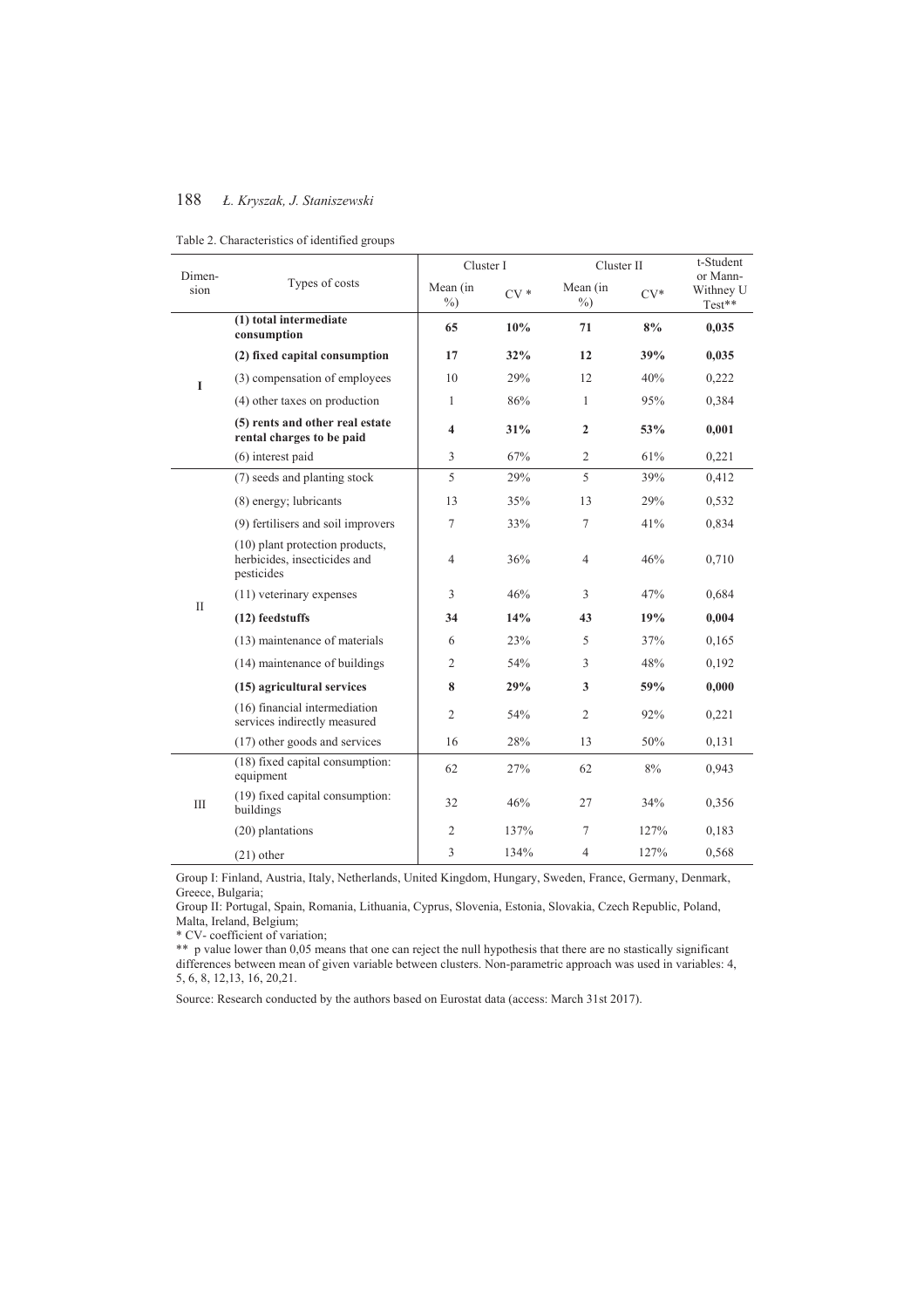Table 2. Characteristics of identified groups

| Dimension | Types of costs | Cluster I | | Cluster II | | t-Student or Mann-Withney U Test** |
|---|---|---|---|---|---|---|
| | | Mean (in %) | CV * | Mean (in %) | CV* | |
| I | **(1) total intermediate consumption** | **65** | **10%** | **71** | **8%** | **0,035** |
| | **(2) fixed capital consumption** | **17** | **32%** | **12** | **39%** | **0,035** |
| | (3) compensation of employees | 10 | 29% | 12 | 40% | 0,222 |
| | (4) other taxes on production | 1 | 86% | 1 | 95% | 0,384 |
| | **(5) rents and other real estate rental charges to be paid** | **4** | **31%** | **2** | **53%** | **0,001** |
| | (6) interest paid | 3 | 67% | 2 | 61% | 0,221 |
| II | (7) seeds and planting stock | 5 | 29% | 5 | 39% | 0,412 |
| | (8) energy; lubricants | 13 | 35% | 13 | 29% | 0,532 |
| | (9) fertilisers and soil improvers | 7 | 33% | 7 | 41% | 0,834 |
| | (10) plant protection products, herbicides, insecticides and pesticides | 4 | 36% | 4 | 46% | 0,710 |
| | (11) veterinary expenses | 3 | 46% | 3 | 47% | 0,684 |
| | **(12) feedstuffs** | **34** | **14%** | **43** | **19%** | **0,004** |
| | (13) maintenance of materials | 6 | 23% | 5 | 37% | 0,165 |
| | (14) maintenance of buildings | 2 | 54% | 3 | 48% | 0,192 |
| | **(15) agricultural services** | **8** | **29%** | **3** | **59%** | **0,000** |
| | (16) financial intermediation services indirectly measured | 2 | 54% | 2 | 92% | 0,221 |
| | (17) other goods and services | 16 | 28% | 13 | 50% | 0,131 |
| III | (18) fixed capital consumption: equipment | 62 | 27% | 62 | 8% | 0,943 |
| | (19) fixed capital consumption: buildings | 32 | 46% | 27 | 34% | 0,356 |
| | (20) plantations | 2 | 137% | 7 | 127% | 0,183 |
| | (21) other | 3 | 134% | 4 | 127% | 0,568 |

Group I: Finland, Austria, Italy, Netherlands, United Kingdom, Hungary, Sweden, France, Germany, Denmark, Greece, Bulgaria;

Group II: Portugal, Spain, Romania, Lithuania, Cyprus, Slovenia, Estonia, Slovakia, Czech Republic, Poland, Malta, Ireland, Belgium;

\* CV- coefficient of variation;

\*\* p value lower than 0,05 means that one can reject the null hypothesis that there are no stastically significant differences between mean of given variable between clusters. Non-parametric approach was used in variables: 4, 5, 6, 8, 12,13, 16, 20,21.

Source: Research conducted by the authors based on Eurostat data (access: March 31st 2017).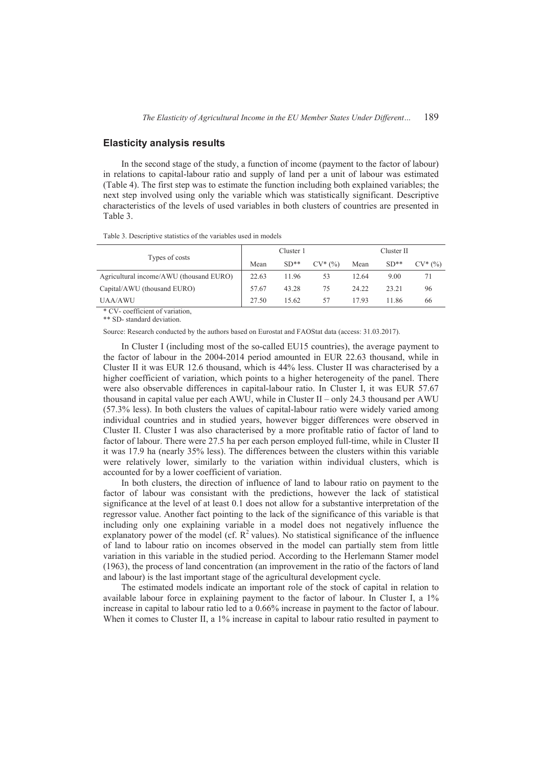## Elasticity analysis results

In the second stage of the study, a function of income (payment to the factor of labour) in relations to capital-labour ratio and supply of land per a unit of labour was estimated (Table 4). The first step was to estimate the function including both explained variables; the next step involved using only the variable which was statistically significant. Descriptive characteristics of the levels of used variables in both clusters of countries are presented in Table 3.

Table 3. Descriptive statistics of the variables used in models

| Types of costs | Cluster 1 | | | Cluster II | | |
|---|---|---|---|---|---|---|
| | Mean | SD** | CV* (%) | Mean | SD** | CV* (%) |
| Agricultural income/AWU (thousand EURO) | 22.63 | 11.96 | 53 | 12.64 | 9.00 | 71 |
| Capital/AWU (thousand EURO) | 57.67 | 43.28 | 75 | 24.22 | 23.21 | 96 |
| UAA/AWU | 27.50 | 15.62 | 57 | 17.93 | 11.86 | 66 |

\* CV- coefficient of variation,
** SD- standard deviation.

Source: Research conducted by the authors based on Eurostat and FAOStat data (access: 31.03.2017).

In Cluster I (including most of the so-called EU15 countries), the average payment to the factor of labour in the 2004-2014 period amounted in EUR 22.63 thousand, while in Cluster II it was EUR 12.6 thousand, which is 44% less. Cluster II was characterised by a higher coefficient of variation, which points to a higher heterogeneity of the panel. There were also observable differences in capital-labour ratio. In Cluster I, it was EUR 57.67 thousand in capital value per each AWU, while in Cluster II – only 24.3 thousand per AWU (57.3% less). In both clusters the values of capital-labour ratio were widely varied among individual countries and in studied years, however bigger differences were observed in Cluster II. Cluster I was also characterised by a more profitable ratio of factor of land to factor of labour. There were 27.5 ha per each person employed full-time, while in Cluster II it was 17.9 ha (nearly 35% less). The differences between the clusters within this variable were relatively lower, similarly to the variation within individual clusters, which is accounted for by a lower coefficient of variation.

In both clusters, the direction of influence of land to labour ratio on payment to the factor of labour was consistant with the predictions, however the lack of statistical significance at the level of at least 0.1 does not allow for a substantive interpretation of the regressor value. Another fact pointing to the lack of the significance of this variable is that including only one explaining variable in a model does not negatively influence the explanatory power of the model (cf. $R^2$ values). No statistical significance of the influence of land to labour ratio on incomes observed in the model can partially stem from little variation in this variable in the studied period. According to the Herlemann Stamer model (1963), the process of land concentration (an improvement in the ratio of the factors of land and labour) is the last important stage of the agricultural development cycle.

The estimated models indicate an important role of the stock of capital in relation to available labour force in explaining payment to the factor of labour. In Cluster I, a 1% increase in capital to labour ratio led to a 0.66% increase in payment to the factor of labour. When it comes to Cluster II, a 1% increase in capital to labour ratio resulted in payment to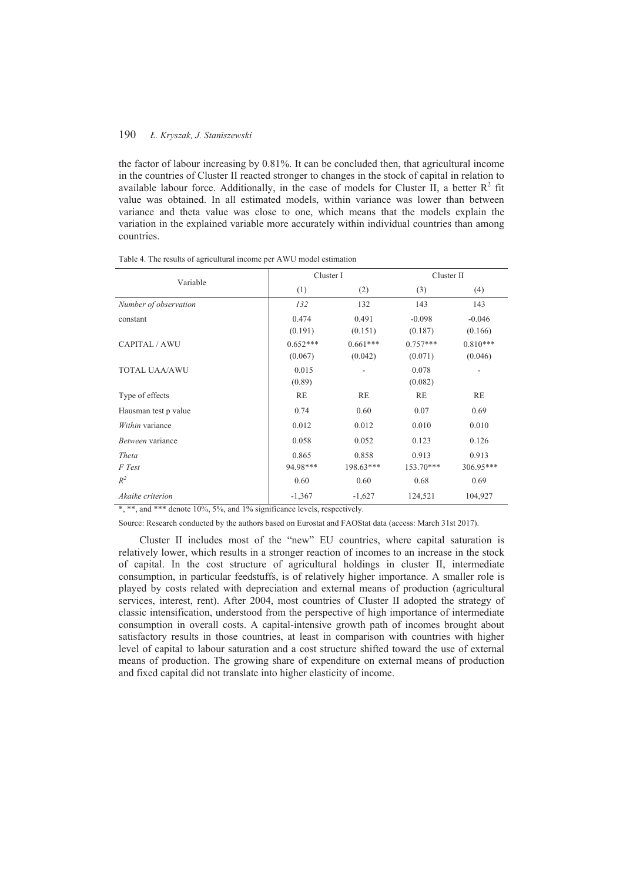the factor of labour increasing by 0.81%. It can be concluded then, that agricultural income in the countries of Cluster II reacted stronger to changes in the stock of capital in relation to available labour force. Additionally, in the case of models for Cluster II, a better $R^2$ fit value was obtained. In all estimated models, within variance was lower than between variance and theta value was close to one, which means that the models explain the variation in the explained variable more accurately within individual countries than among countries.

Table 4. The results of agricultural income per AWU model estimation

| Variable | Cluster I | | Cluster II | |
|---|---|---|---|---|
| | (1) | (2) | (3) | (4) |
| *Number of observation* | *132* | 132 | 143 | 143 |
| constant | 0.474<br>(0.191) | 0.491<br>(0.151) | -0.098<br>(0.187) | -0.046<br>(0.166) |
| CAPITAL / AWU | 0.652***<br>(0.067) | 0.661***<br>(0.042) | 0.757***<br>(0.071) | 0.810***<br>(0.046) |
| TOTAL UAA/AWU | 0.015<br>(0.89) | - | 0.078<br>(0.082) | - |
| Type of effects | RE | RE | RE | RE |
| Hausman test p value | 0.74 | 0.60 | 0.07 | 0.69 |
| *Within* variance | 0.012 | 0.012 | 0.010 | 0.010 |
| *Between* variance | 0.058 | 0.052 | 0.123 | 0.126 |
| *Theta* | 0.865 | 0.858 | 0.913 | 0.913 |
| *F Test* | 94.98*** | 198.63*** | 153.70*** | 306.95*** |
| $R^2$ | 0.60 | 0.60 | 0.68 | 0.69 |
| *Akaike criterion* | -1,367 | -1,627 | 124,521 | 104,927 |

*, **, and *** denote 10%, 5%, and 1% significance levels, respectively.

Source: Research conducted by the authors based on Eurostat and FAOStat data (access: March 31st 2017).

Cluster II includes most of the "new" EU countries, where capital saturation is relatively lower, which results in a stronger reaction of incomes to an increase in the stock of capital. In the cost structure of agricultural holdings in cluster II, intermediate consumption, in particular feedstuffs, is of relatively higher importance. A smaller role is played by costs related with depreciation and external means of production (agricultural services, interest, rent). After 2004, most countries of Cluster II adopted the strategy of classic intensification, understood from the perspective of high importance of intermediate consumption in overall costs. A capital-intensive growth path of incomes brought about satisfactory results in those countries, at least in comparison with countries with higher level of capital to labour saturation and a cost structure shifted toward the use of external means of production. The growing share of expenditure on external means of production and fixed capital did not translate into higher elasticity of income.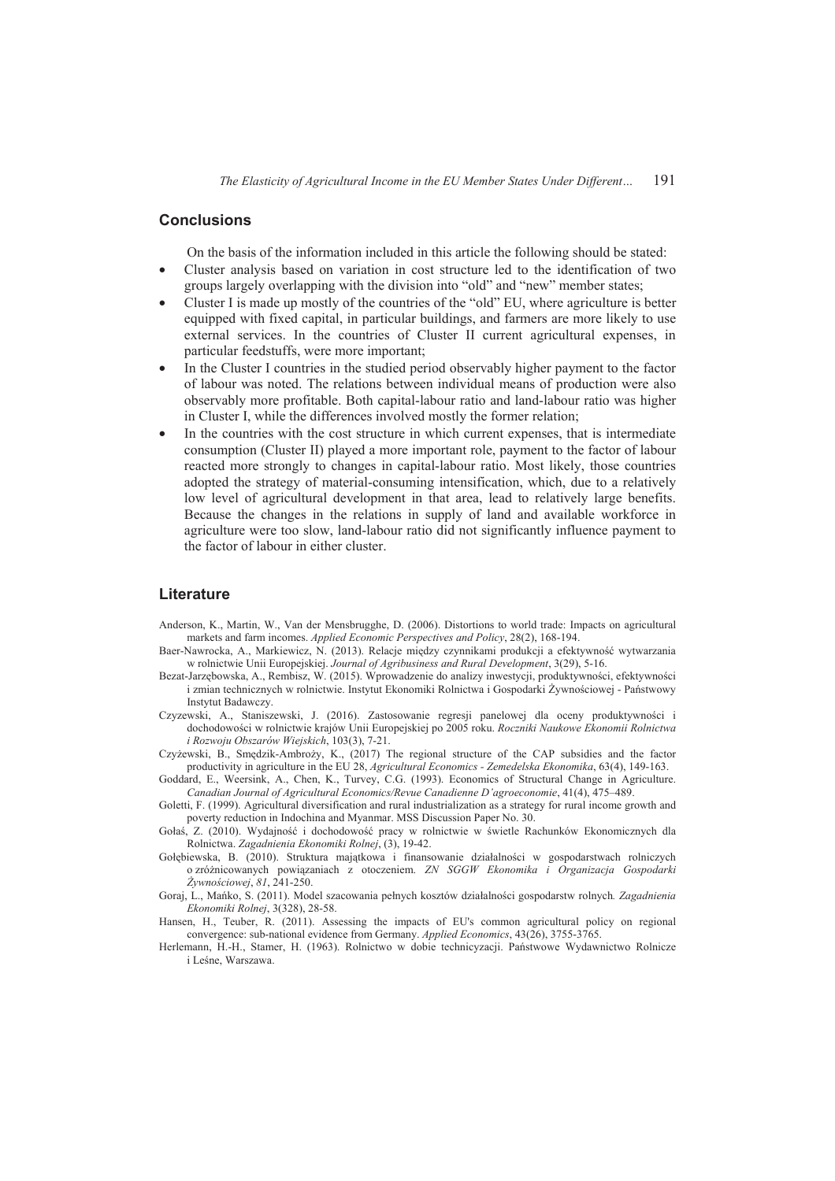## Conclusions

On the basis of the information included in this article the following should be stated:

- Cluster analysis based on variation in cost structure led to the identification of two groups largely overlapping with the division into "old" and "new" member states;
- Cluster I is made up mostly of the countries of the "old" EU, where agriculture is better equipped with fixed capital, in particular buildings, and farmers are more likely to use external services. In the countries of Cluster II current agricultural expenses, in particular feedstuffs, were more important;
- In the Cluster I countries in the studied period observably higher payment to the factor of labour was noted. The relations between individual means of production were also observably more profitable. Both capital-labour ratio and land-labour ratio was higher in Cluster I, while the differences involved mostly the former relation;
- In the countries with the cost structure in which current expenses, that is intermediate consumption (Cluster II) played a more important role, payment to the factor of labour reacted more strongly to changes in capital-labour ratio. Most likely, those countries adopted the strategy of material-consuming intensification, which, due to a relatively low level of agricultural development in that area, lead to relatively large benefits. Because the changes in the relations in supply of land and available workforce in agriculture were too slow, land-labour ratio did not significantly influence payment to the factor of labour in either cluster.

## Literature

Anderson, K., Martin, W., Van der Mensbrugghe, D. (2006). Distortions to world trade: Impacts on agricultural markets and farm incomes. *Applied Economic Perspectives and Policy*, 28(2), 168-194.

Baer-Nawrocka, A., Markiewicz, N. (2013). Relacje między czynnikami produkcji a efektywność wytwarzania w rolnictwie Unii Europejskiej. *Journal of Agribusiness and Rural Development*, 3(29), 5-16.

Bezat-Jarzębowska, A., Rembisz, W. (2015). Wprowadzenie do analizy inwestycji, produktywności, efektywności i zmian technicznych w rolnictwie. Instytut Ekonomiki Rolnictwa i Gospodarki Żywnościowej - Państwowy Instytut Badawczy.

Czyzewski, A., Staniszewski, J. (2016). Zastosowanie regresji panelowej dla oceny produktywności i dochodowości w rolnictwie krajów Unii Europejskiej po 2005 roku. *Roczniki Naukowe Ekonomii Rolnictwa i Rozwoju Obszarów Wiejskich*, 103(3), 7-21.

Czyżewski, B., Smędzik-Ambroży, K., (2017) The regional structure of the CAP subsidies and the factor productivity in agriculture in the EU 28, *Agricultural Economics - Zemedelska Ekonomika*, 63(4), 149-163.

Goddard, E., Weersink, A., Chen, K., Turvey, C.G. (1993). Economics of Structural Change in Agriculture. *Canadian Journal of Agricultural Economics/Revue Canadienne D'agroeconomie*, 41(4), 475–489.

Goletti, F. (1999). Agricultural diversification and rural industrialization as a strategy for rural income growth and poverty reduction in Indochina and Myanmar. MSS Discussion Paper No. 30.

Gołaś, Z. (2010). Wydajność i dochodowość pracy w rolnictwie w świetle Rachunków Ekonomicznych dla Rolnictwa. *Zagadnienia Ekonomiki Rolnej*, (3), 19-42.

Gołębiewska, B. (2010). Struktura majątkowa i finansowanie działalności w gospodarstwach rolniczych o zróżnicowanych powiązaniach z otoczeniem. *ZN SGGW Ekonomika i Organizacja Gospodarki Żywnościowej*, *81*, 241-250.

Goraj, L., Mańko, S. (2011). Model szacowania pełnych kosztów działalności gospodarstw rolnych. *Zagadnienia Ekonomiki Rolnej*, 3(328), 28-58.

Hansen, H., Teuber, R. (2011). Assessing the impacts of EU's common agricultural policy on regional convergence: sub-national evidence from Germany. *Applied Economics*, 43(26), 3755-3765.

Herlemann, H.-H., Stamer, H. (1963). Rolnictwo w dobie technicyzacji. Państwowe Wydawnictwo Rolnicze i Leśne, Warszawa.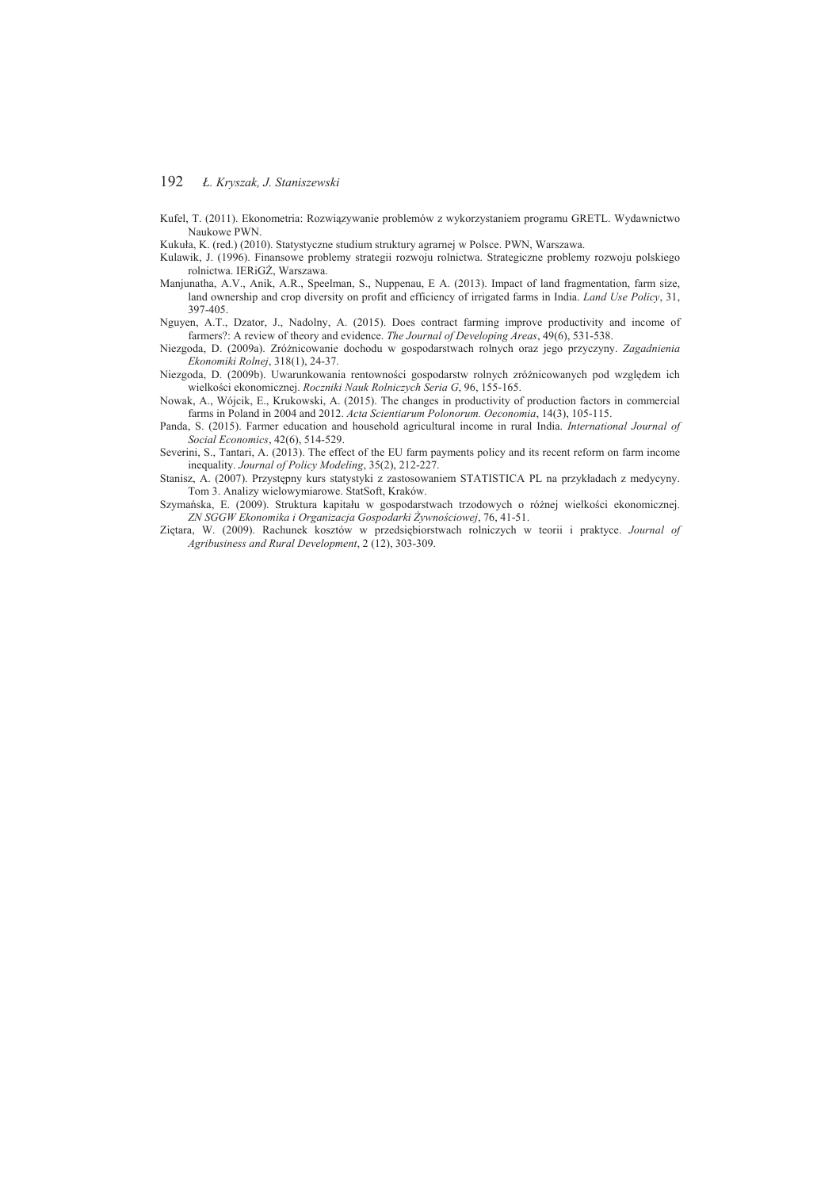Kufel, T. (2011). Ekonometria: Rozwiązywanie problemów z wykorzystaniem programu GRETL. Wydawnictwo Naukowe PWN.

Kukuła, K. (red.) (2010). Statystyczne studium struktury agrarnej w Polsce. PWN, Warszawa.

Kulawik, J. (1996). Finansowe problemy strategii rozwoju rolnictwa. Strategiczne problemy rozwoju polskiego rolnictwa. IERiGŻ, Warszawa.

Manjunatha, A.V., Anik, A.R., Speelman, S., Nuppenau, E A. (2013). Impact of land fragmentation, farm size, land ownership and crop diversity on profit and efficiency of irrigated farms in India. *Land Use Policy*, 31, 397-405.

Nguyen, A.T., Dzator, J., Nadolny, A. (2015). Does contract farming improve productivity and income of farmers?: A review of theory and evidence. *The Journal of Developing Areas*, 49(6), 531-538.

Niezgoda, D. (2009a). Zróżnicowanie dochodu w gospodarstwach rolnych oraz jego przyczyny. *Zagadnienia Ekonomiki Rolnej*, 318(1), 24-37.

Niezgoda, D. (2009b). Uwarunkowania rentowności gospodarstw rolnych zróżnicowanych pod względem ich wielkości ekonomicznej. *Roczniki Nauk Rolniczych Seria G*, 96, 155-165.

Nowak, A., Wójcik, E., Krukowski, A. (2015). The changes in productivity of production factors in commercial farms in Poland in 2004 and 2012. *Acta Scientiarum Polonorum. Oeconomia*, 14(3), 105-115.

Panda, S. (2015). Farmer education and household agricultural income in rural India. *International Journal of Social Economics*, 42(6), 514-529.

Severini, S., Tantari, A. (2013). The effect of the EU farm payments policy and its recent reform on farm income inequality. *Journal of Policy Modeling*, 35(2), 212-227.

Stanisz, A. (2007). Przystępny kurs statystyki z zastosowaniem STATISTICA PL na przykładach z medycyny. Tom 3. Analizy wielowymiarowe. StatSoft, Kraków.

Szymańska, E. (2009). Struktura kapitału w gospodarstwach trzodowych o różnej wielkości ekonomicznej. *ZN SGGW Ekonomika i Organizacja Gospodarki Żywnościowej*, 76, 41-51.

Ziętara, W. (2009). Rachunek kosztów w przedsiębiorstwach rolniczych w teorii i praktyce. *Journal of Agribusiness and Rural Development*, 2 (12), 303-309.